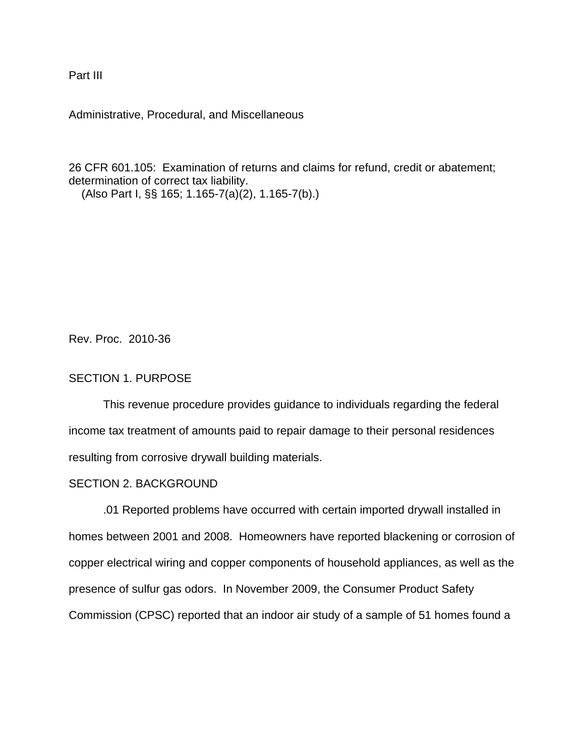Part III

Administrative, Procedural, and Miscellaneous

26 CFR 601.105: Examination of returns and claims for refund, credit or abatement; determination of correct tax liability.
(Also Part I, §§ 165; 1.165-7(a)(2), 1.165-7(b).)

Rev. Proc. 2010-36

## SECTION 1. PURPOSE

This revenue procedure provides guidance to individuals regarding the federal income tax treatment of amounts paid to repair damage to their personal residences resulting from corrosive drywall building materials.

## SECTION 2. BACKGROUND

.01 Reported problems have occurred with certain imported drywall installed in homes between 2001 and 2008. Homeowners have reported blackening or corrosion of copper electrical wiring and copper components of household appliances, as well as the presence of sulfur gas odors. In November 2009, the Consumer Product Safety Commission (CPSC) reported that an indoor air study of a sample of 51 homes found a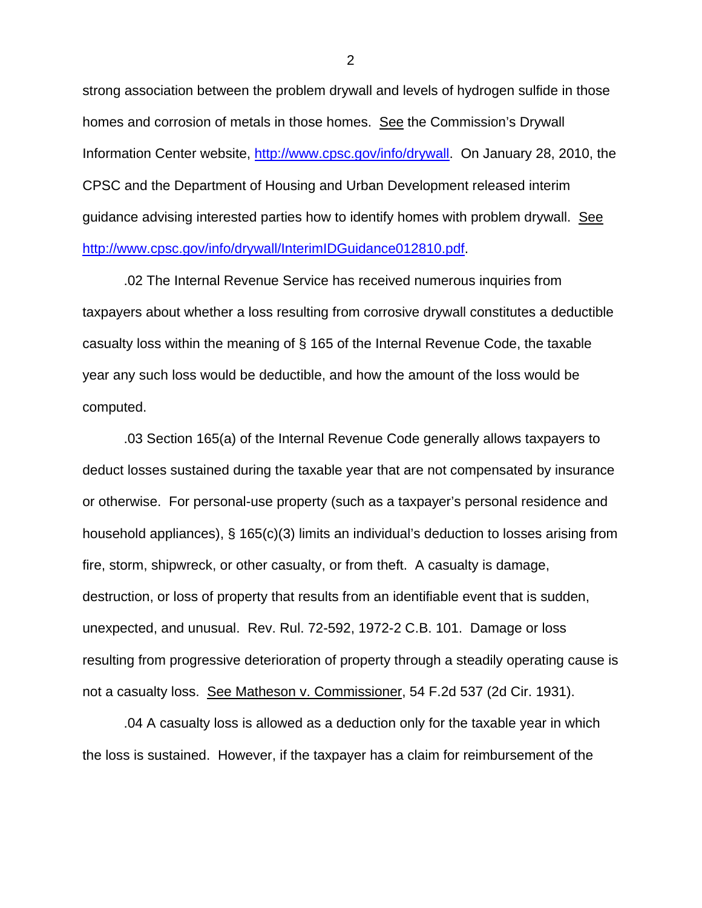strong association between the problem drywall and levels of hydrogen sulfide in those homes and corrosion of metals in those homes. See the Commission's Drywall Information Center website, http://www.cpsc.gov/info/drywall. On January 28, 2010, the CPSC and the Department of Housing and Urban Development released interim guidance advising interested parties how to identify homes with problem drywall. See http://www.cpsc.gov/info/drywall/InterimIDGuidance012810.pdf.

.02 The Internal Revenue Service has received numerous inquiries from taxpayers about whether a loss resulting from corrosive drywall constitutes a deductible casualty loss within the meaning of § 165 of the Internal Revenue Code, the taxable year any such loss would be deductible, and how the amount of the loss would be computed.

.03 Section 165(a) of the Internal Revenue Code generally allows taxpayers to deduct losses sustained during the taxable year that are not compensated by insurance or otherwise. For personal-use property (such as a taxpayer's personal residence and household appliances), § 165(c)(3) limits an individual's deduction to losses arising from fire, storm, shipwreck, or other casualty, or from theft. A casualty is damage, destruction, or loss of property that results from an identifiable event that is sudden, unexpected, and unusual. Rev. Rul. 72-592, 1972-2 C.B. 101. Damage or loss resulting from progressive deterioration of property through a steadily operating cause is not a casualty loss. See Matheson v. Commissioner, 54 F.2d 537 (2d Cir. 1931).

.04 A casualty loss is allowed as a deduction only for the taxable year in which the loss is sustained. However, if the taxpayer has a claim for reimbursement of the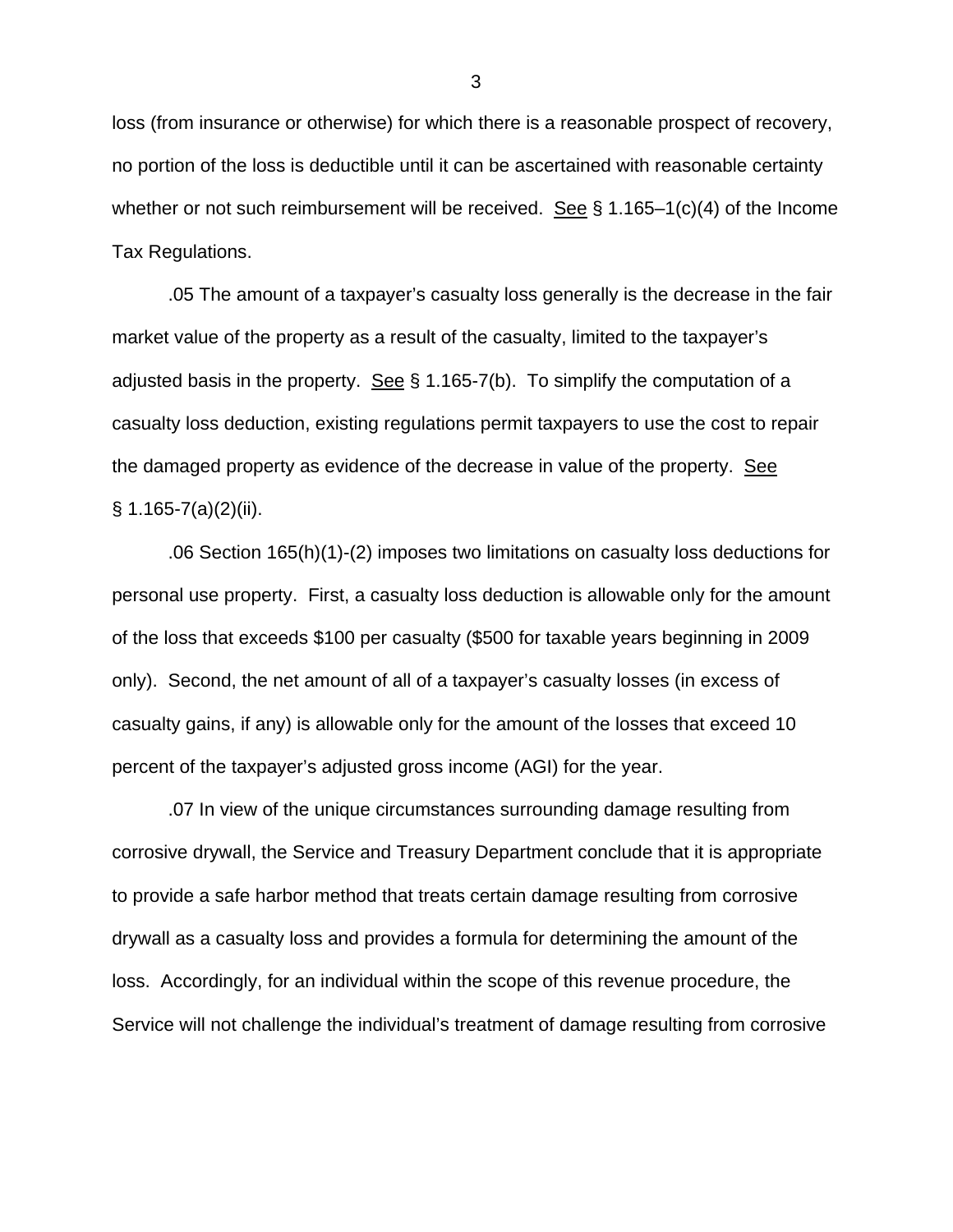loss (from insurance or otherwise) for which there is a reasonable prospect of recovery, no portion of the loss is deductible until it can be ascertained with reasonable certainty whether or not such reimbursement will be received. See § 1.165–1(c)(4) of the Income Tax Regulations.

.05 The amount of a taxpayer's casualty loss generally is the decrease in the fair market value of the property as a result of the casualty, limited to the taxpayer's adjusted basis in the property. See § 1.165-7(b). To simplify the computation of a casualty loss deduction, existing regulations permit taxpayers to use the cost to repair the damaged property as evidence of the decrease in value of the property. See § 1.165-7(a)(2)(ii).

.06 Section 165(h)(1)-(2) imposes two limitations on casualty loss deductions for personal use property. First, a casualty loss deduction is allowable only for the amount of the loss that exceeds $100 per casualty ($500 for taxable years beginning in 2009 only). Second, the net amount of all of a taxpayer's casualty losses (in excess of casualty gains, if any) is allowable only for the amount of the losses that exceed 10 percent of the taxpayer's adjusted gross income (AGI) for the year.

.07 In view of the unique circumstances surrounding damage resulting from corrosive drywall, the Service and Treasury Department conclude that it is appropriate to provide a safe harbor method that treats certain damage resulting from corrosive drywall as a casualty loss and provides a formula for determining the amount of the loss. Accordingly, for an individual within the scope of this revenue procedure, the Service will not challenge the individual's treatment of damage resulting from corrosive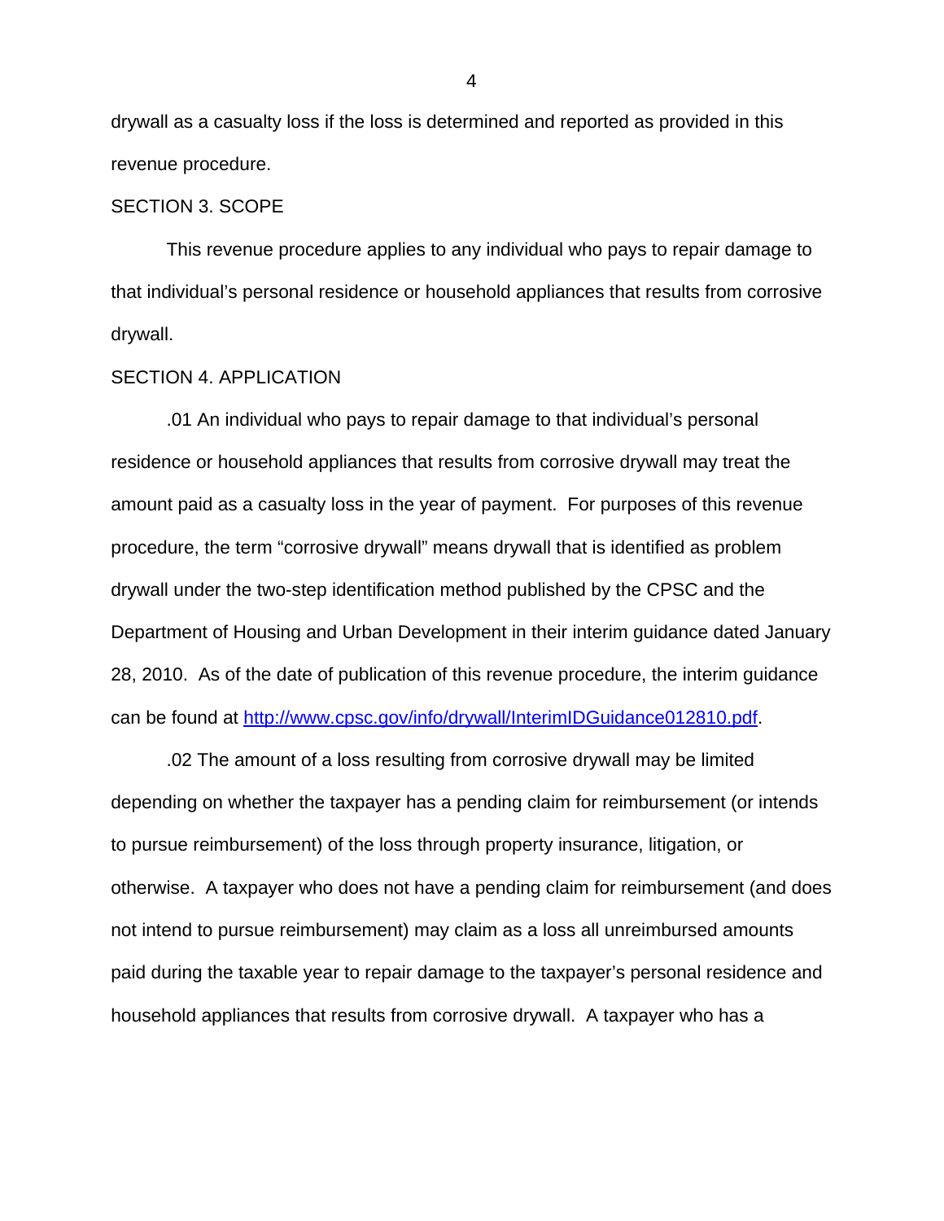drywall as a casualty loss if the loss is determined and reported as provided in this revenue procedure.

SECTION 3. SCOPE

This revenue procedure applies to any individual who pays to repair damage to that individual's personal residence or household appliances that results from corrosive drywall.

SECTION 4. APPLICATION

.01 An individual who pays to repair damage to that individual's personal residence or household appliances that results from corrosive drywall may treat the amount paid as a casualty loss in the year of payment. For purposes of this revenue procedure, the term "corrosive drywall" means drywall that is identified as problem drywall under the two-step identification method published by the CPSC and the Department of Housing and Urban Development in their interim guidance dated January 28, 2010. As of the date of publication of this revenue procedure, the interim guidance can be found at [http://www.cpsc.gov/info/drywall/InterimIDGuidance012810.pdf](http://www.cpsc.gov/info/drywall/InterimIDGuidance012810.pdf).

.02 The amount of a loss resulting from corrosive drywall may be limited depending on whether the taxpayer has a pending claim for reimbursement (or intends to pursue reimbursement) of the loss through property insurance, litigation, or otherwise. A taxpayer who does not have a pending claim for reimbursement (and does not intend to pursue reimbursement) may claim as a loss all unreimbursed amounts paid during the taxable year to repair damage to the taxpayer's personal residence and household appliances that results from corrosive drywall. A taxpayer who has a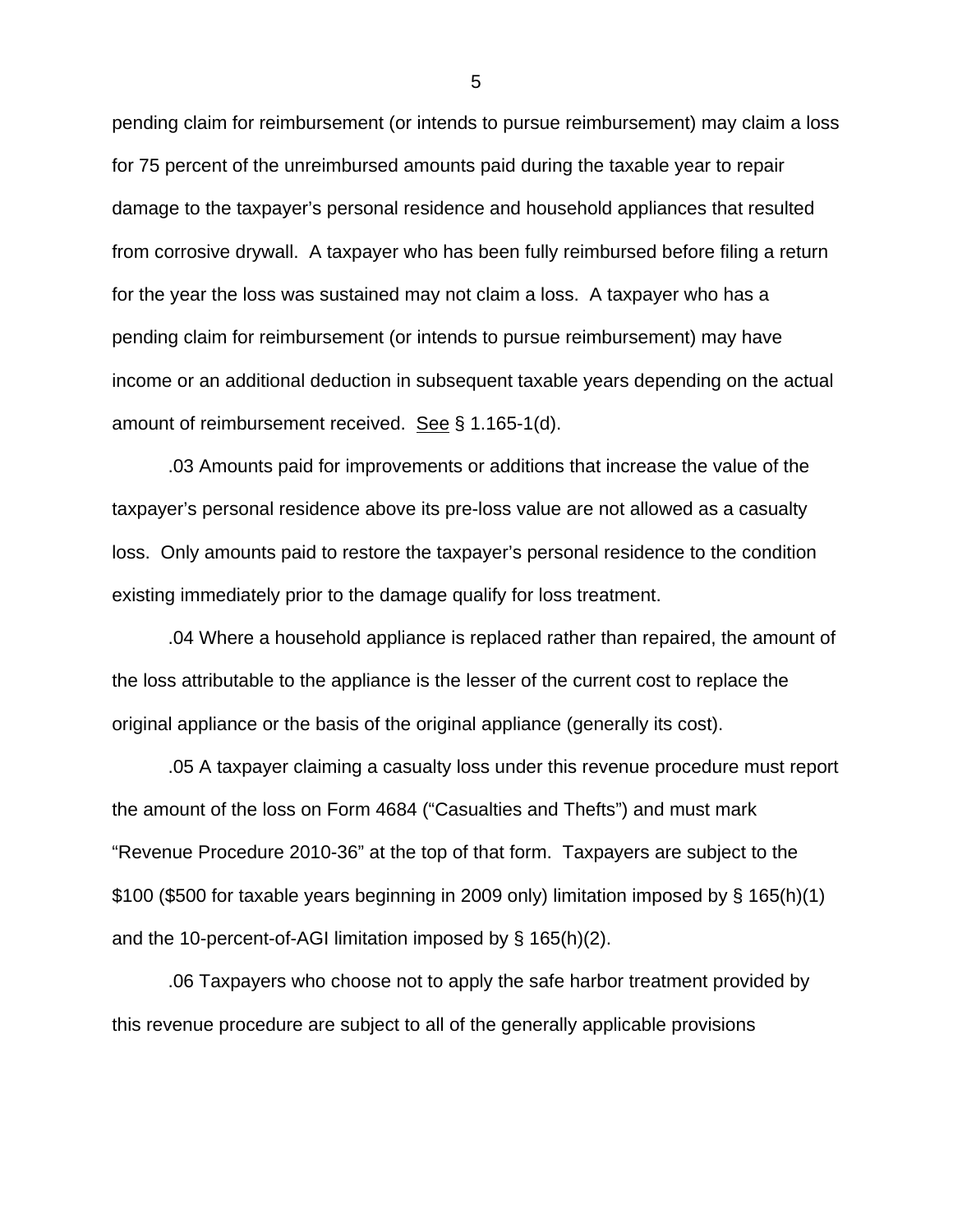pending claim for reimbursement (or intends to pursue reimbursement) may claim a loss for 75 percent of the unreimbursed amounts paid during the taxable year to repair damage to the taxpayer's personal residence and household appliances that resulted from corrosive drywall. A taxpayer who has been fully reimbursed before filing a return for the year the loss was sustained may not claim a loss. A taxpayer who has a pending claim for reimbursement (or intends to pursue reimbursement) may have income or an additional deduction in subsequent taxable years depending on the actual amount of reimbursement received. See § 1.165-1(d).

.03 Amounts paid for improvements or additions that increase the value of the taxpayer's personal residence above its pre-loss value are not allowed as a casualty loss. Only amounts paid to restore the taxpayer's personal residence to the condition existing immediately prior to the damage qualify for loss treatment.

.04 Where a household appliance is replaced rather than repaired, the amount of the loss attributable to the appliance is the lesser of the current cost to replace the original appliance or the basis of the original appliance (generally its cost).

.05 A taxpayer claiming a casualty loss under this revenue procedure must report the amount of the loss on Form 4684 ("Casualties and Thefts") and must mark "Revenue Procedure 2010-36" at the top of that form. Taxpayers are subject to the $100 ($500 for taxable years beginning in 2009 only) limitation imposed by § 165(h)(1) and the 10-percent-of-AGI limitation imposed by § 165(h)(2).

.06 Taxpayers who choose not to apply the safe harbor treatment provided by this revenue procedure are subject to all of the generally applicable provisions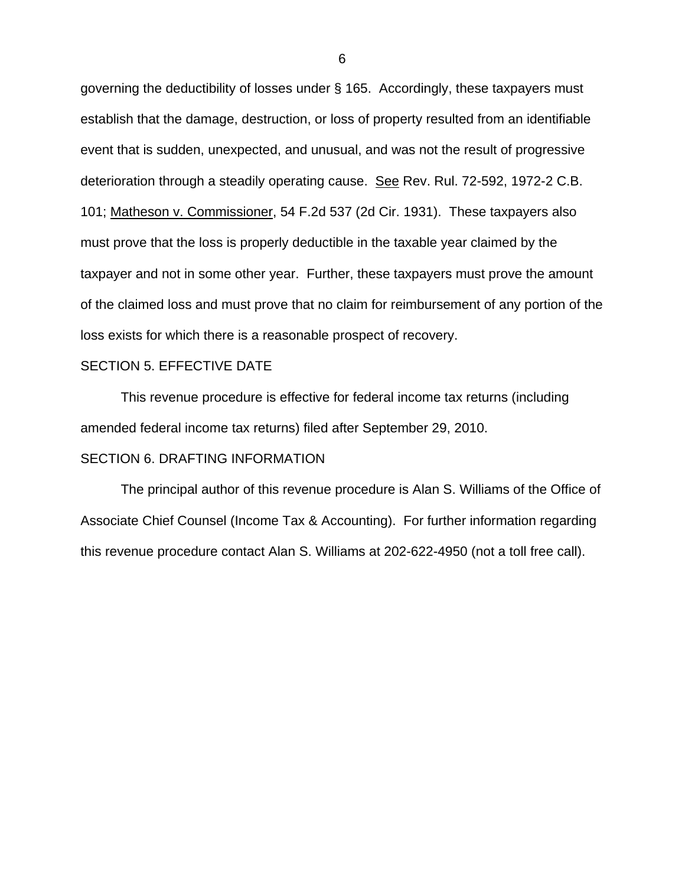governing the deductibility of losses under § 165. Accordingly, these taxpayers must establish that the damage, destruction, or loss of property resulted from an identifiable event that is sudden, unexpected, and unusual, and was not the result of progressive deterioration through a steadily operating cause. See Rev. Rul. 72-592, 1972-2 C.B. 101; Matheson v. Commissioner, 54 F.2d 537 (2d Cir. 1931). These taxpayers also must prove that the loss is properly deductible in the taxable year claimed by the taxpayer and not in some other year. Further, these taxpayers must prove the amount of the claimed loss and must prove that no claim for reimbursement of any portion of the loss exists for which there is a reasonable prospect of recovery.

SECTION 5. EFFECTIVE DATE

This revenue procedure is effective for federal income tax returns (including amended federal income tax returns) filed after September 29, 2010.

SECTION 6. DRAFTING INFORMATION

The principal author of this revenue procedure is Alan S. Williams of the Office of Associate Chief Counsel (Income Tax & Accounting). For further information regarding this revenue procedure contact Alan S. Williams at 202-622-4950 (not a toll free call).